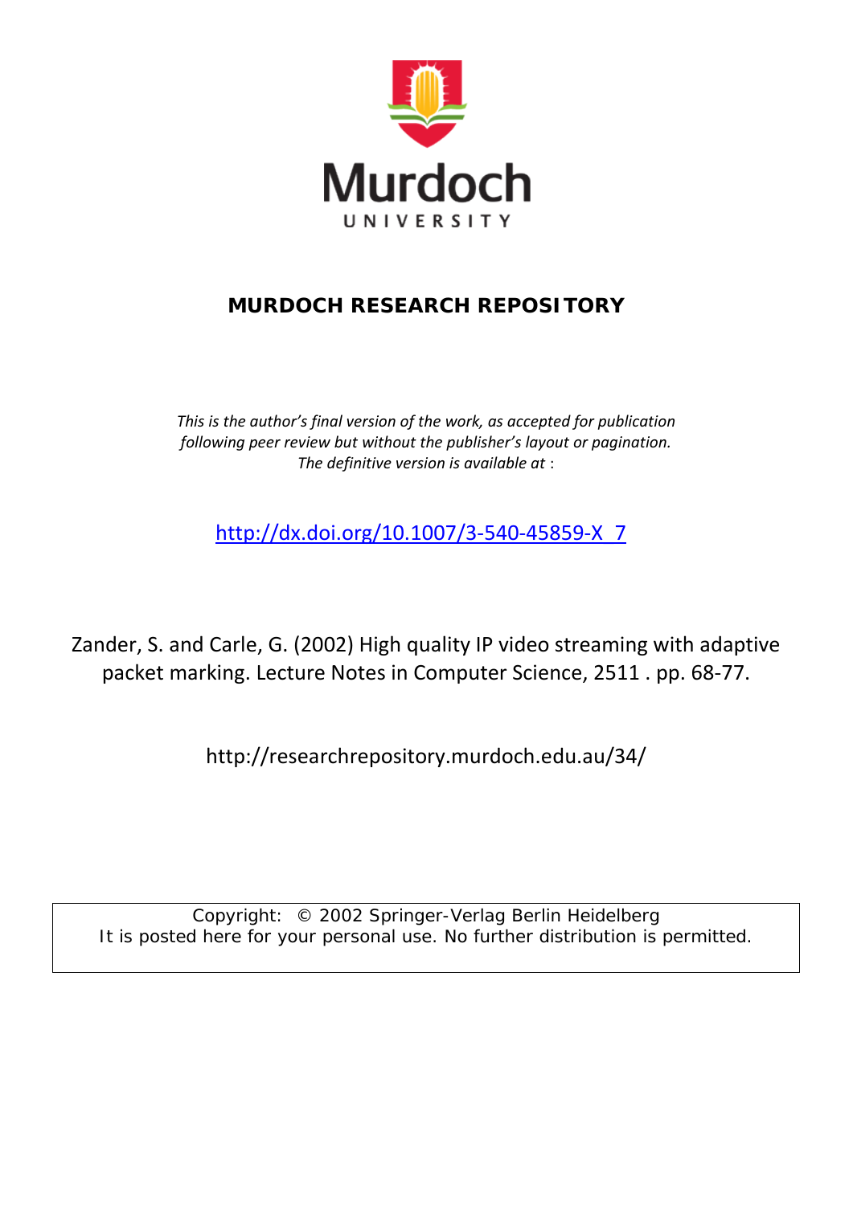Murdoch

UNIVERSITY

**MURDOCH RESEARCH REPOSITORY**

*This is the author's final version of the work, as accepted for publication following peer review but without the publisher's layout or pagination. The definitive version is available at* :

http://dx.doi.org/10.1007/3-540-45859-X_7

Zander, S. and Carle, G. (2002) High quality IP video streaming with adaptive packet marking. Lecture Notes in Computer Science, 2511 . pp. 68-77.

http://researchrepository.murdoch.edu.au/34/

Copyright: © 2002 Springer-Verlag Berlin Heidelberg
It is posted here for your personal use. No further distribution is permitted.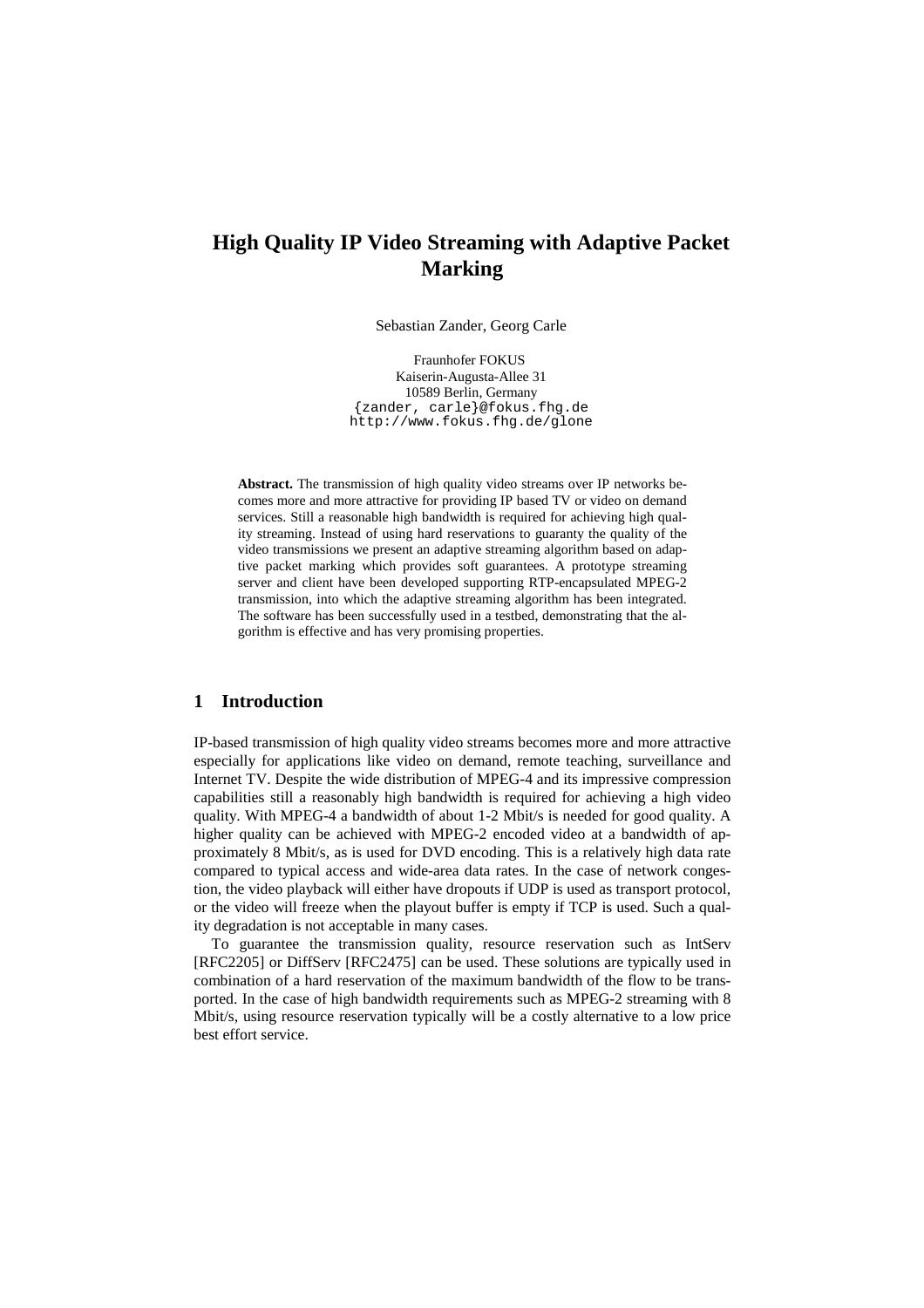# High Quality IP Video Streaming with Adaptive Packet Marking

Sebastian Zander, Georg Carle

Fraunhofer FOKUS
Kaiserin-Augusta-Allee 31
10589 Berlin, Germany
{zander, carle}@fokus.fhg.de
http://www.fokus.fhg.de/glone

**Abstract.** The transmission of high quality video streams over IP networks becomes more and more attractive for providing IP based TV or video on demand services. Still a reasonable high bandwidth is required for achieving high quality streaming. Instead of using hard reservations to guaranty the quality of the video transmissions we present an adaptive streaming algorithm based on adaptive packet marking which provides soft guarantees. A prototype streaming server and client have been developed supporting RTP-encapsulated MPEG-2 transmission, into which the adaptive streaming algorithm has been integrated. The software has been successfully used in a testbed, demonstrating that the algorithm is effective and has very promising properties.

## 1 Introduction

IP-based transmission of high quality video streams becomes more and more attractive especially for applications like video on demand, remote teaching, surveillance and Internet TV. Despite the wide distribution of MPEG-4 and its impressive compression capabilities still a reasonably high bandwidth is required for achieving a high video quality. With MPEG-4 a bandwidth of about 1-2 Mbit/s is needed for good quality. A higher quality can be achieved with MPEG-2 encoded video at a bandwidth of approximately 8 Mbit/s, as is used for DVD encoding. This is a relatively high data rate compared to typical access and wide-area data rates. In the case of network congestion, the video playback will either have dropouts if UDP is used as transport protocol, or the video will freeze when the playout buffer is empty if TCP is used. Such a quality degradation is not acceptable in many cases.

To guarantee the transmission quality, resource reservation such as IntServ [RFC2205] or DiffServ [RFC2475] can be used. These solutions are typically used in combination of a hard reservation of the maximum bandwidth of the flow to be transported. In the case of high bandwidth requirements such as MPEG-2 streaming with 8 Mbit/s, using resource reservation typically will be a costly alternative to a low price best effort service.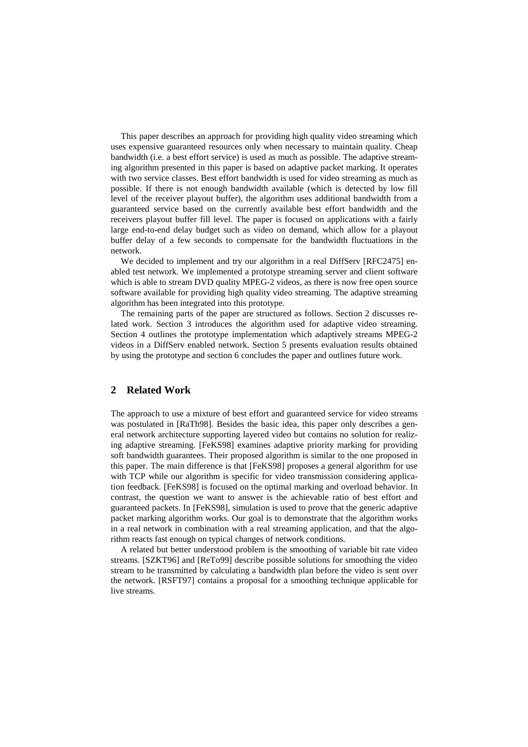This paper describes an approach for providing high quality video streaming which uses expensive guaranteed resources only when necessary to maintain quality. Cheap bandwidth (i.e. a best effort service) is used as much as possible. The adaptive streaming algorithm presented in this paper is based on adaptive packet marking. It operates with two service classes. Best effort bandwidth is used for video streaming as much as possible. If there is not enough bandwidth available (which is detected by low fill level of the receiver playout buffer), the algorithm uses additional bandwidth from a guaranteed service based on the currently available best effort bandwidth and the receivers playout buffer fill level. The paper is focused on applications with a fairly large end-to-end delay budget such as video on demand, which allow for a playout buffer delay of a few seconds to compensate for the bandwidth fluctuations in the network.

We decided to implement and try our algorithm in a real DiffServ [RFC2475] enabled test network. We implemented a prototype streaming server and client software which is able to stream DVD quality MPEG-2 videos, as there is now free open source software available for providing high quality video streaming. The adaptive streaming algorithm has been integrated into this prototype.

The remaining parts of the paper are structured as follows. Section 2 discusses related work. Section 3 introduces the algorithm used for adaptive video streaming. Section 4 outlines the prototype implementation which adaptively streams MPEG-2 videos in a DiffServ enabled network. Section 5 presents evaluation results obtained by using the prototype and section 6 concludes the paper and outlines future work.

## 2 Related Work

The approach to use a mixture of best effort and guaranteed service for video streams was postulated in [RaTh98]. Besides the basic idea, this paper only describes a general network architecture supporting layered video but contains no solution for realizing adaptive streaming. [FeKS98] examines adaptive priority marking for providing soft bandwidth guarantees. Their proposed algorithm is similar to the one proposed in this paper. The main difference is that [FeKS98] proposes a general algorithm for use with TCP while our algorithm is specific for video transmission considering application feedback. [FeKS98] is focused on the optimal marking and overload behavior. In contrast, the question we want to answer is the achievable ratio of best effort and guaranteed packets. In [FeKS98], simulation is used to prove that the generic adaptive packet marking algorithm works. Our goal is to demonstrate that the algorithm works in a real network in combination with a real streaming application, and that the algorithm reacts fast enough on typical changes of network conditions.

A related but better understood problem is the smoothing of variable bit rate video streams. [SZKT96] and [ReTo99] describe possible solutions for smoothing the video stream to be transmitted by calculating a bandwidth plan before the video is sent over the network. [RSFT97] contains a proposal for a smoothing technique applicable for live streams.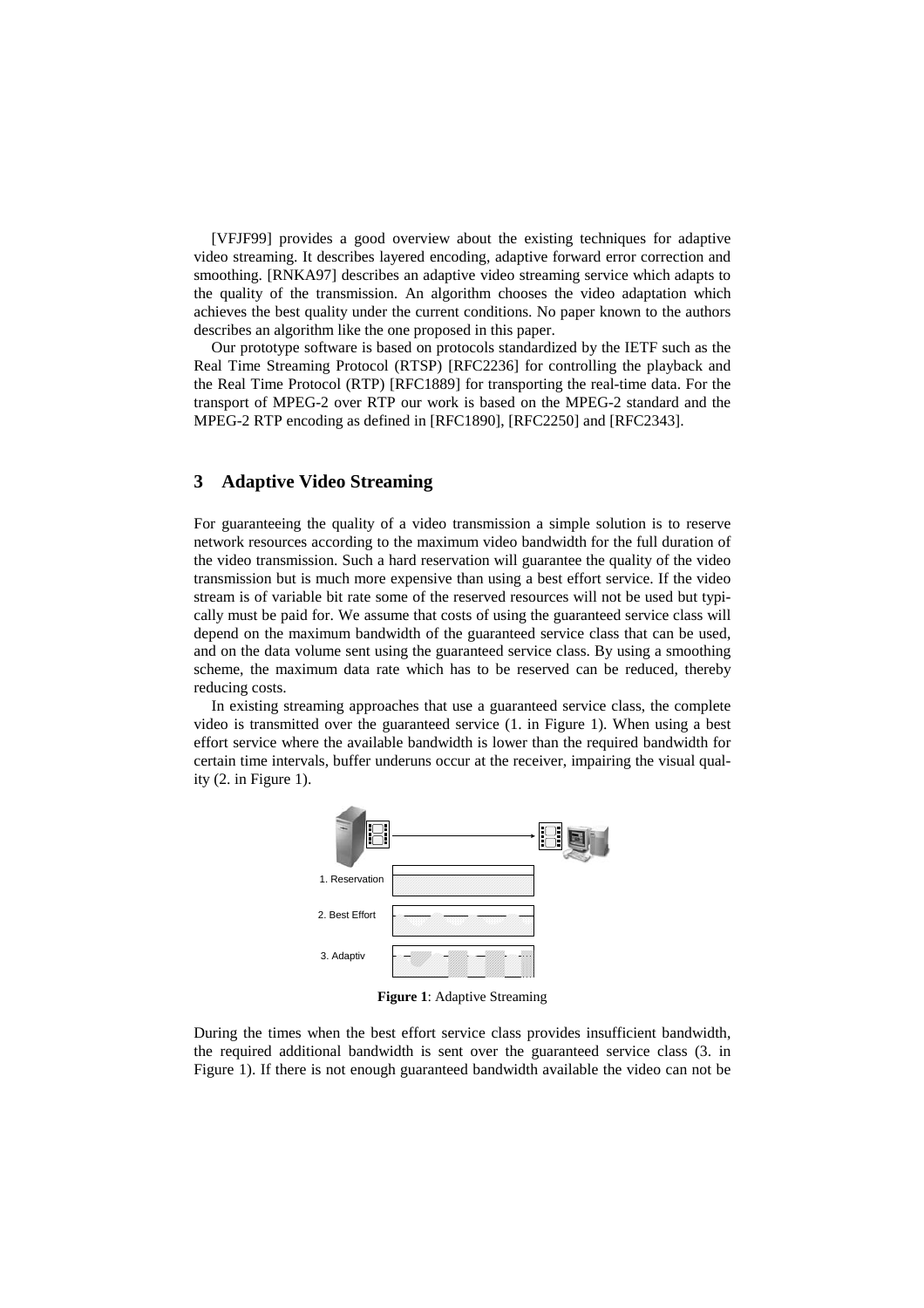[VFJF99] provides a good overview about the existing techniques for adaptive video streaming. It describes layered encoding, adaptive forward error correction and smoothing. [RNKA97] describes an adaptive video streaming service which adapts to the quality of the transmission. An algorithm chooses the video adaptation which achieves the best quality under the current conditions. No paper known to the authors describes an algorithm like the one proposed in this paper.

Our prototype software is based on protocols standardized by the IETF such as the Real Time Streaming Protocol (RTSP) [RFC2236] for controlling the playback and the Real Time Protocol (RTP) [RFC1889] for transporting the real-time data. For the transport of MPEG-2 over RTP our work is based on the MPEG-2 standard and the MPEG-2 RTP encoding as defined in [RFC1890], [RFC2250] and [RFC2343].

## 3 Adaptive Video Streaming

For guaranteeing the quality of a video transmission a simple solution is to reserve network resources according to the maximum video bandwidth for the full duration of the video transmission. Such a hard reservation will guarantee the quality of the video transmission but is much more expensive than using a best effort service. If the video stream is of variable bit rate some of the reserved resources will not be used but typically must be paid for. We assume that costs of using the guaranteed service class will depend on the maximum bandwidth of the guaranteed service class that can be used, and on the data volume sent using the guaranteed service class. By using a smoothing scheme, the maximum data rate which has to be reserved can be reduced, thereby reducing costs.

In existing streaming approaches that use a guaranteed service class, the complete video is transmitted over the guaranteed service (1. in Figure 1). When using a best effort service where the available bandwidth is lower than the required bandwidth for certain time intervals, buffer underuns occur at the receiver, impairing the visual quality (2. in Figure 1).

**Figure 1**: Adaptive Streaming

During the times when the best effort service class provides insufficient bandwidth, the required additional bandwidth is sent over the guaranteed service class (3. in Figure 1). If there is not enough guaranteed bandwidth available the video can not be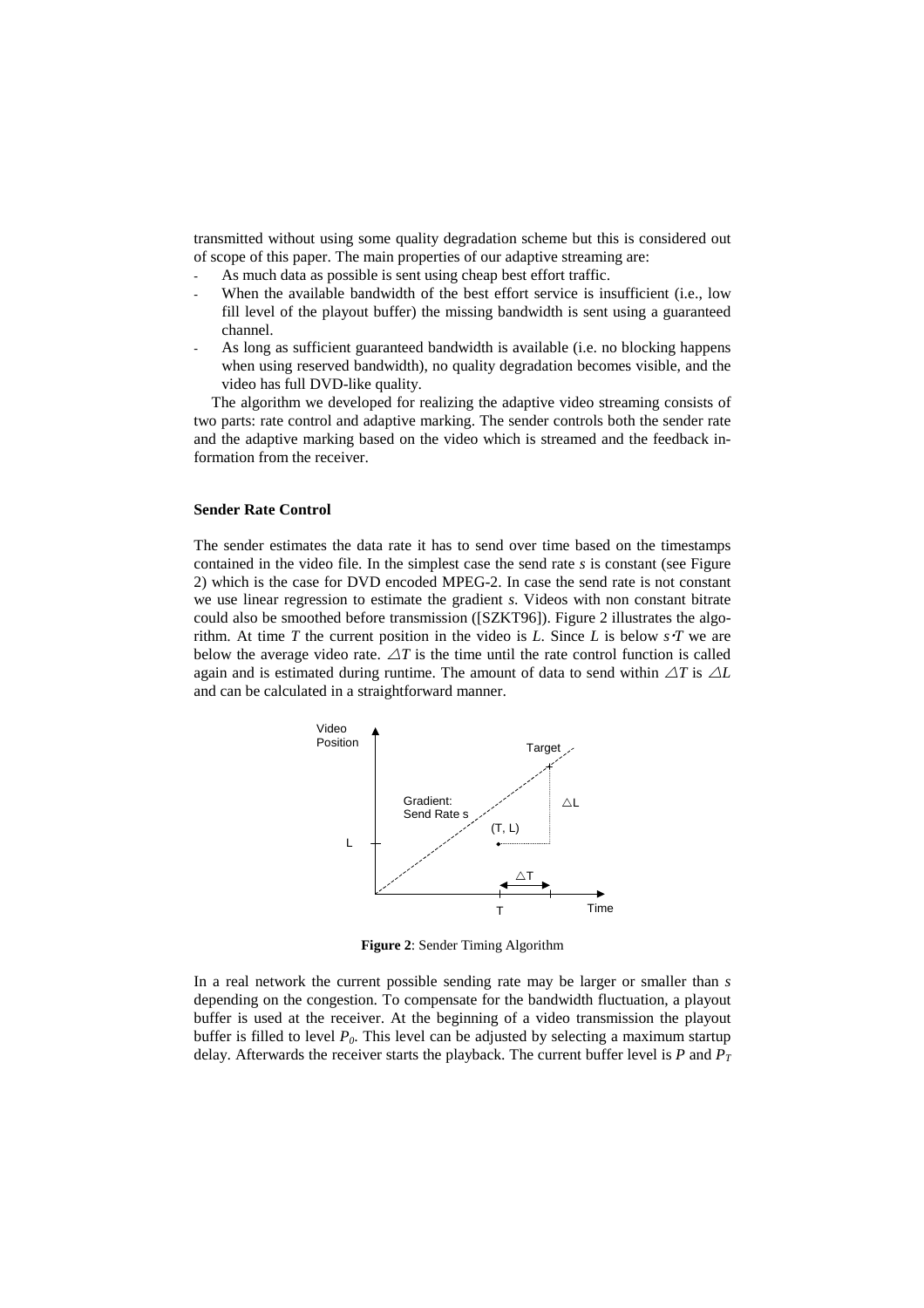transmitted without using some quality degradation scheme but this is considered out of scope of this paper. The main properties of our adaptive streaming are:

- As much data as possible is sent using cheap best effort traffic.
- When the available bandwidth of the best effort service is insufficient (i.e., low fill level of the playout buffer) the missing bandwidth is sent using a guaranteed channel.
- As long as sufficient guaranteed bandwidth is available (i.e. no blocking happens when using reserved bandwidth), no quality degradation becomes visible, and the video has full DVD-like quality.

The algorithm we developed for realizing the adaptive video streaming consists of two parts: rate control and adaptive marking. The sender controls both the sender rate and the adaptive marking based on the video which is streamed and the feedback information from the receiver.

**Sender Rate Control**

The sender estimates the data rate it has to send over time based on the timestamps contained in the video file. In the simplest case the send rate *s* is constant (see Figure 2) which is the case for DVD encoded MPEG-2. In case the send rate is not constant we use linear regression to estimate the gradient *s*. Videos with non constant bitrate could also be smoothed before transmission ([SZKT96]). Figure 2 illustrates the algorithm. At time $T$ the current position in the video is $L$. Since $L$ is below $s \cdot T$ we are below the average video rate. $\triangle T$ is the time until the rate control function is called again and is estimated during runtime. The amount of data to send within $\triangle T$ is $\triangle L$ and can be calculated in a straightforward manner.

**Figure 2**: Sender Timing Algorithm

In a real network the current possible sending rate may be larger or smaller than *s* depending on the congestion. To compensate for the bandwidth fluctuation, a playout buffer is used at the receiver. At the beginning of a video transmission the playout buffer is filled to level $P_0$. This level can be adjusted by selecting a maximum startup delay. Afterwards the receiver starts the playback. The current buffer level is $P$ and $P_T$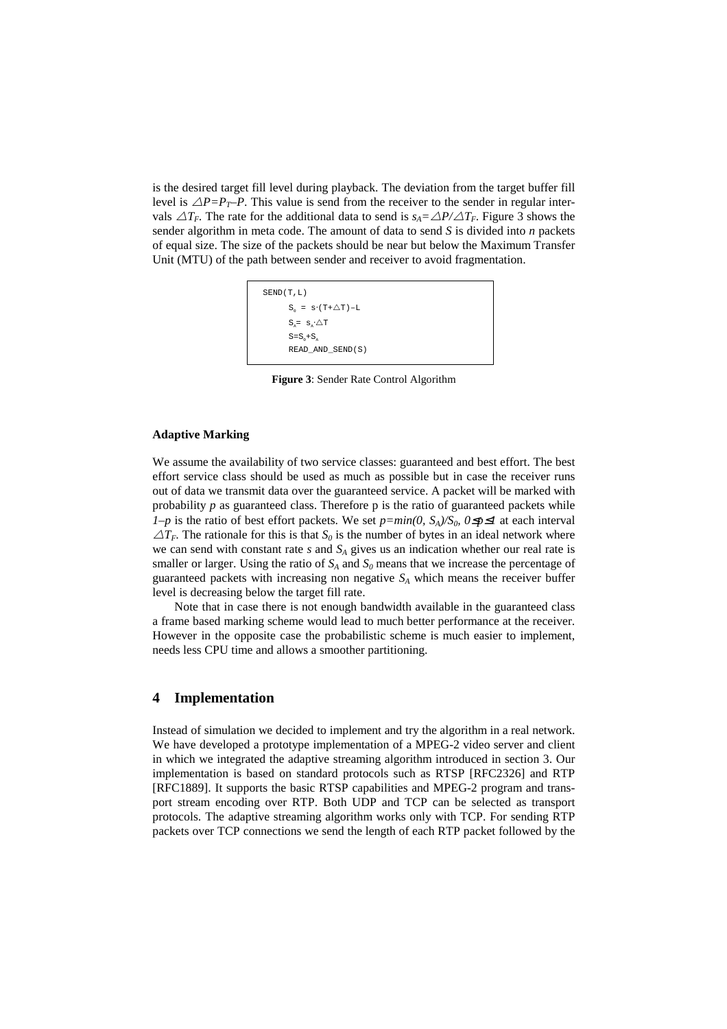is the desired target fill level during playback. The deviation from the target buffer fill level is $\triangle P=P_T-P$. This value is send from the receiver to the sender in regular intervals $\triangle T_F$. The rate for the additional data to send is $s_A=\triangle P/\triangle T_F$. Figure 3 shows the sender algorithm in meta code. The amount of data to send $S$ is divided into $n$ packets of equal size. The size of the packets should be near but below the Maximum Transfer Unit (MTU) of the path between sender and receiver to avoid fragmentation.

```
SEND(T,L)
    S0 = s·(T+△T)-L
    SA= sA·△T
    S=S0+SA
    READ_AND_SEND(S)
```

**Figure 3**: Sender Rate Control Algorithm

**Adaptive Marking**

We assume the availability of two service classes: guaranteed and best effort. The best effort service class should be used as much as possible but in case the receiver runs out of data we transmit data over the guaranteed service. A packet will be marked with probability $p$ as guaranteed class. Therefore p is the ratio of guaranteed packets while $1-p$ is the ratio of best effort packets. We set $p=min(0, S_A)/S_0,\ 0\leq p\leq 1$ at each interval $\triangle T_F$. The rationale for this is that $S_0$ is the number of bytes in an ideal network where we can send with constant rate $s$ and $S_A$ gives us an indication whether our real rate is smaller or larger. Using the ratio of $S_A$ and $S_0$ means that we increase the percentage of guaranteed packets with increasing non negative $S_A$ which means the receiver buffer level is decreasing below the target fill rate.

Note that in case there is not enough bandwidth available in the guaranteed class a frame based marking scheme would lead to much better performance at the receiver. However in the opposite case the probabilistic scheme is much easier to implement, needs less CPU time and allows a smoother partitioning.

## 4 Implementation

Instead of simulation we decided to implement and try the algorithm in a real network. We have developed a prototype implementation of a MPEG-2 video server and client in which we integrated the adaptive streaming algorithm introduced in section 3. Our implementation is based on standard protocols such as RTSP [RFC2326] and RTP [RFC1889]. It supports the basic RTSP capabilities and MPEG-2 program and transport stream encoding over RTP. Both UDP and TCP can be selected as transport protocols. The adaptive streaming algorithm works only with TCP. For sending RTP packets over TCP connections we send the length of each RTP packet followed by the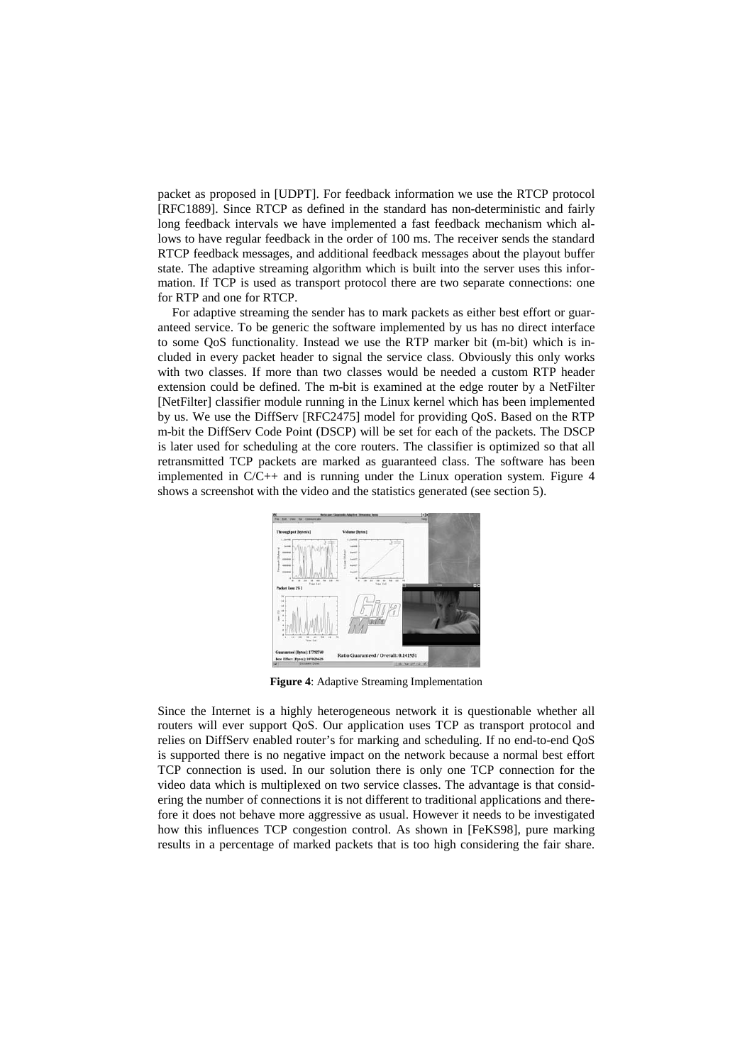packet as proposed in [UDPT]. For feedback information we use the RTCP protocol [RFC1889]. Since RTCP as defined in the standard has non-deterministic and fairly long feedback intervals we have implemented a fast feedback mechanism which allows to have regular feedback in the order of 100 ms. The receiver sends the standard RTCP feedback messages, and additional feedback messages about the playout buffer state. The adaptive streaming algorithm which is built into the server uses this information. If TCP is used as transport protocol there are two separate connections: one for RTP and one for RTCP.

For adaptive streaming the sender has to mark packets as either best effort or guaranteed service. To be generic the software implemented by us has no direct interface to some QoS functionality. Instead we use the RTP marker bit (m-bit) which is included in every packet header to signal the service class. Obviously this only works with two classes. If more than two classes would be needed a custom RTP header extension could be defined. The m-bit is examined at the edge router by a NetFilter [NetFilter] classifier module running in the Linux kernel which has been implemented by us. We use the DiffServ [RFC2475] model for providing QoS. Based on the RTP m-bit the DiffServ Code Point (DSCP) will be set for each of the packets. The DSCP is later used for scheduling at the core routers. The classifier is optimized so that all retransmitted TCP packets are marked as guaranteed class. The software has been implemented in C/C++ and is running under the Linux operation system. Figure 4 shows a screenshot with the video and the statistics generated (see section 5).

**Figure 4**: Adaptive Streaming Implementation

Since the Internet is a highly heterogeneous network it is questionable whether all routers will ever support QoS. Our application uses TCP as transport protocol and relies on DiffServ enabled router's for marking and scheduling. If no end-to-end QoS is supported there is no negative impact on the network because a normal best effort TCP connection is used. In our solution there is only one TCP connection for the video data which is multiplexed on two service classes. The advantage is that considering the number of connections it is not different to traditional applications and therefore it does not behave more aggressive as usual. However it needs to be investigated how this influences TCP congestion control. As shown in [FeKS98], pure marking results in a percentage of marked packets that is too high considering the fair share.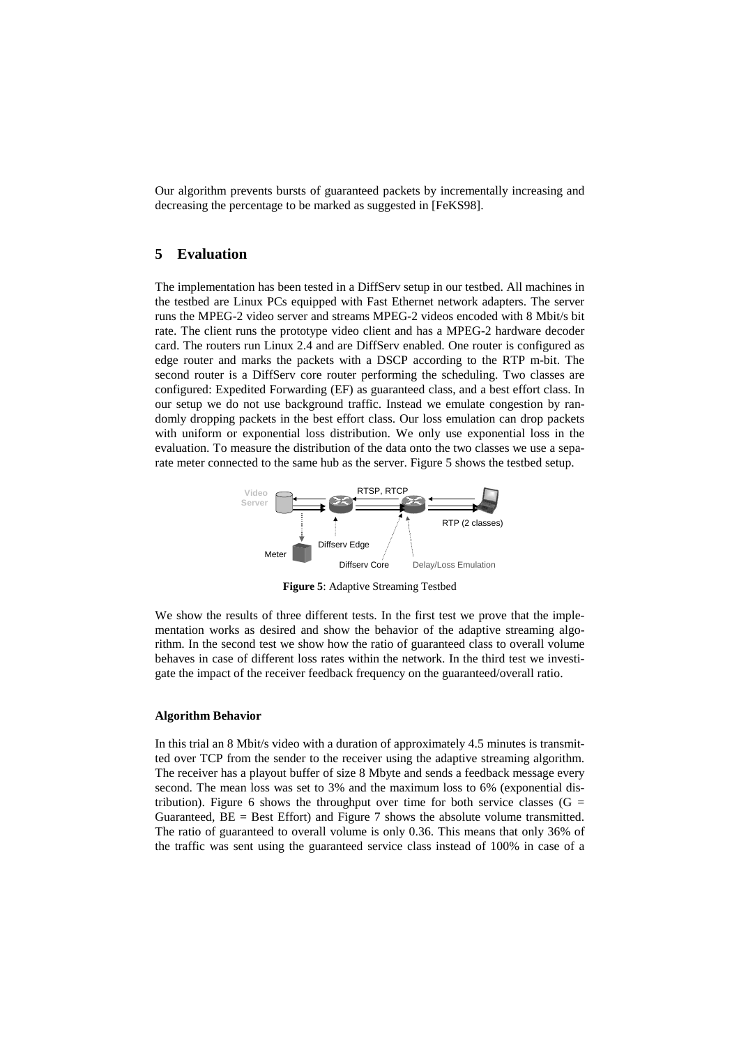Our algorithm prevents bursts of guaranteed packets by incrementally increasing and decreasing the percentage to be marked as suggested in [FeKS98].

## 5 Evaluation

The implementation has been tested in a DiffServ setup in our testbed. All machines in the testbed are Linux PCs equipped with Fast Ethernet network adapters. The server runs the MPEG-2 video server and streams MPEG-2 videos encoded with 8 Mbit/s bit rate. The client runs the prototype video client and has a MPEG-2 hardware decoder card. The routers run Linux 2.4 and are DiffServ enabled. One router is configured as edge router and marks the packets with a DSCP according to the RTP m-bit. The second router is a DiffServ core router performing the scheduling. Two classes are configured: Expedited Forwarding (EF) as guaranteed class, and a best effort class. In our setup we do not use background traffic. Instead we emulate congestion by randomly dropping packets in the best effort class. Our loss emulation can drop packets with uniform or exponential loss distribution. We only use exponential loss in the evaluation. To measure the distribution of the data onto the two classes we use a separate meter connected to the same hub as the server. Figure 5 shows the testbed setup.

**Figure 5**: Adaptive Streaming Testbed

We show the results of three different tests. In the first test we prove that the implementation works as desired and show the behavior of the adaptive streaming algorithm. In the second test we show how the ratio of guaranteed class to overall volume behaves in case of different loss rates within the network. In the third test we investigate the impact of the receiver feedback frequency on the guaranteed/overall ratio.

**Algorithm Behavior**

In this trial an 8 Mbit/s video with a duration of approximately 4.5 minutes is transmitted over TCP from the sender to the receiver using the adaptive streaming algorithm. The receiver has a playout buffer of size 8 Mbyte and sends a feedback message every second. The mean loss was set to 3% and the maximum loss to 6% (exponential distribution). Figure 6 shows the throughput over time for both service classes (G = Guaranteed, BE = Best Effort) and Figure 7 shows the absolute volume transmitted. The ratio of guaranteed to overall volume is only 0.36. This means that only 36% of the traffic was sent using the guaranteed service class instead of 100% in case of a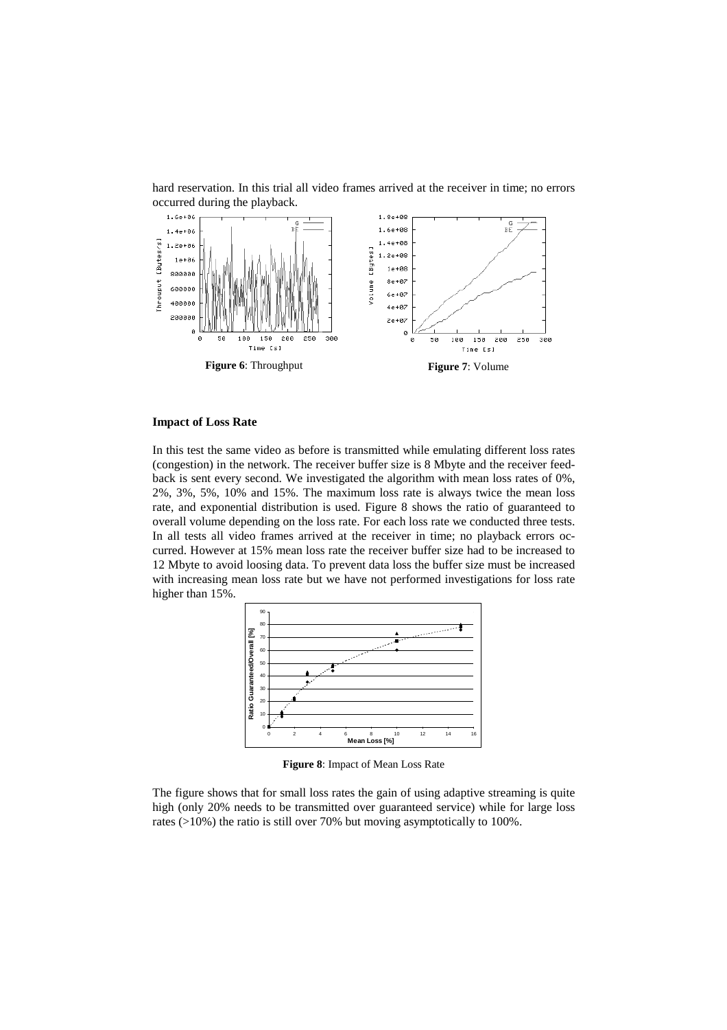hard reservation. In this trial all video frames arrived at the receiver in time; no errors occurred during the playback.

**Figure 6**: Throughput

**Figure 7**: Volume

**Impact of Loss Rate**

In this test the same video as before is transmitted while emulating different loss rates (congestion) in the network. The receiver buffer size is 8 Mbyte and the receiver feedback is sent every second. We investigated the algorithm with mean loss rates of 0%, 2%, 3%, 5%, 10% and 15%. The maximum loss rate is always twice the mean loss rate, and exponential distribution is used. Figure 8 shows the ratio of guaranteed to overall volume depending on the loss rate. For each loss rate we conducted three tests. In all tests all video frames arrived at the receiver in time; no playback errors occurred. However at 15% mean loss rate the receiver buffer size had to be increased to 12 Mbyte to avoid loosing data. To prevent data loss the buffer size must be increased with increasing mean loss rate but we have not performed investigations for loss rate higher than 15%.

**Figure 8**: Impact of Mean Loss Rate

The figure shows that for small loss rates the gain of using adaptive streaming is quite high (only 20% needs to be transmitted over guaranteed service) while for large loss rates (>10%) the ratio is still over 70% but moving asymptotically to 100%.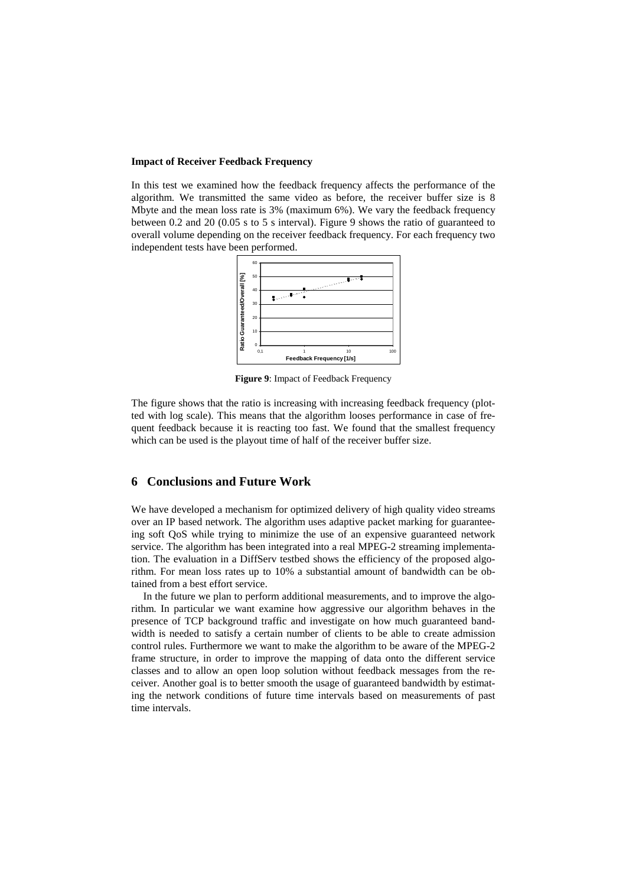**Impact of Receiver Feedback Frequency**

In this test we examined how the feedback frequency affects the performance of the algorithm. We transmitted the same video as before, the receiver buffer size is 8 Mbyte and the mean loss rate is 3% (maximum 6%). We vary the feedback frequency between 0.2 and 20 (0.05 s to 5 s interval). Figure 9 shows the ratio of guaranteed to overall volume depending on the receiver feedback frequency. For each frequency two independent tests have been performed.

**Figure 9**: Impact of Feedback Frequency

The figure shows that the ratio is increasing with increasing feedback frequency (plotted with log scale). This means that the algorithm looses performance in case of frequent feedback because it is reacting too fast. We found that the smallest frequency which can be used is the playout time of half of the receiver buffer size.

## 6 Conclusions and Future Work

We have developed a mechanism for optimized delivery of high quality video streams over an IP based network. The algorithm uses adaptive packet marking for guaranteeing soft QoS while trying to minimize the use of an expensive guaranteed network service. The algorithm has been integrated into a real MPEG-2 streaming implementation. The evaluation in a DiffServ testbed shows the efficiency of the proposed algorithm. For mean loss rates up to 10% a substantial amount of bandwidth can be obtained from a best effort service.

In the future we plan to perform additional measurements, and to improve the algorithm. In particular we want examine how aggressive our algorithm behaves in the presence of TCP background traffic and investigate on how much guaranteed bandwidth is needed to satisfy a certain number of clients to be able to create admission control rules. Furthermore we want to make the algorithm to be aware of the MPEG-2 frame structure, in order to improve the mapping of data onto the different service classes and to allow an open loop solution without feedback messages from the receiver. Another goal is to better smooth the usage of guaranteed bandwidth by estimating the network conditions of future time intervals based on measurements of past time intervals.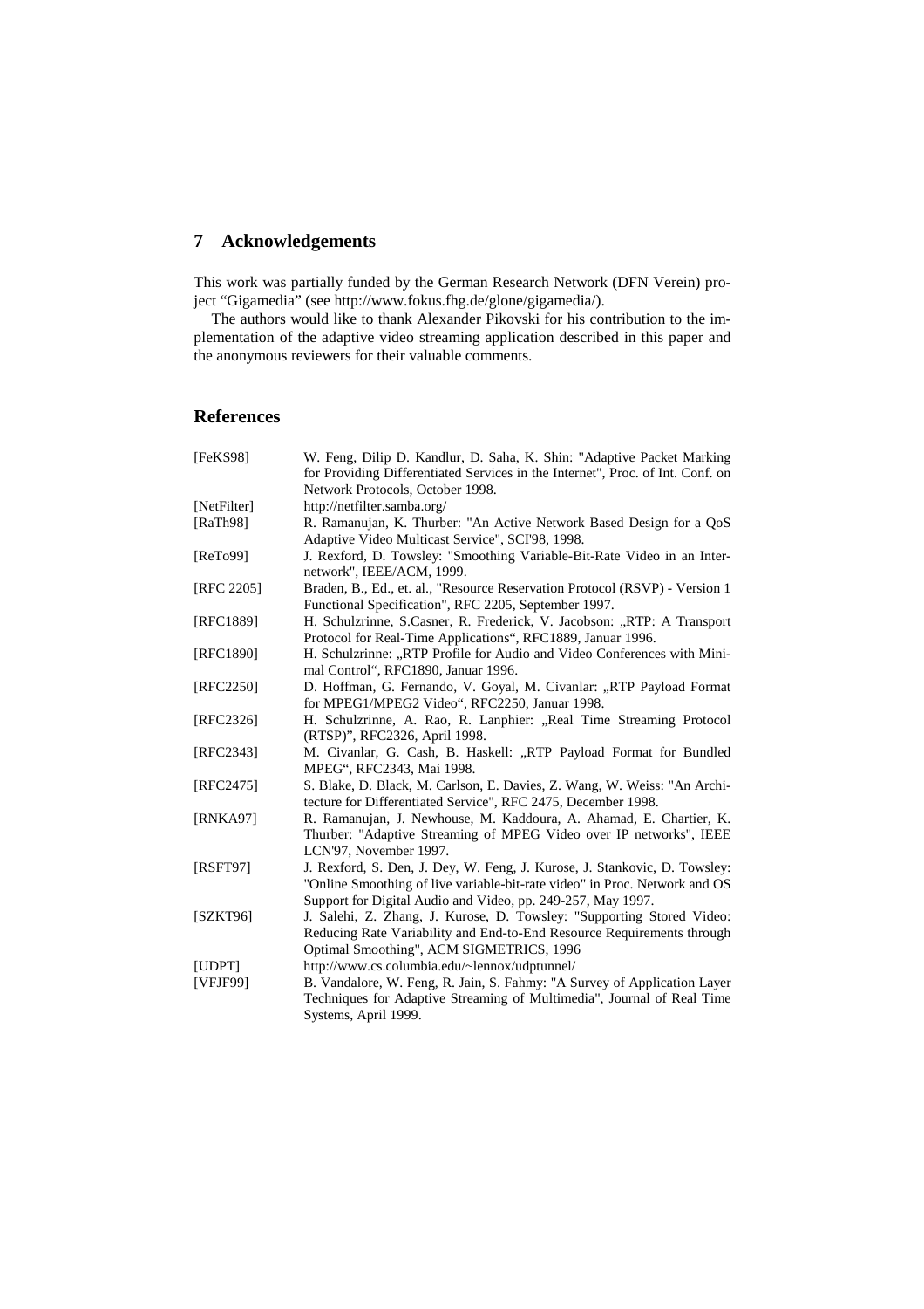## 7 Acknowledgements

This work was partially funded by the German Research Network (DFN Verein) project "Gigamedia" (see http://www.fokus.fhg.de/glone/gigamedia/).

The authors would like to thank Alexander Pikovski for his contribution to the implementation of the adaptive video streaming application described in this paper and the anonymous reviewers for their valuable comments.

## References

[FeKS98] W. Feng, Dilip D. Kandlur, D. Saha, K. Shin: "Adaptive Packet Marking for Providing Differentiated Services in the Internet", Proc. of Int. Conf. on Network Protocols, October 1998.

[NetFilter] http://netfilter.samba.org/

[RaTh98] R. Ramanujan, K. Thurber: "An Active Network Based Design for a QoS Adaptive Video Multicast Service", SCI'98, 1998.

[ReTo99] J. Rexford, D. Towsley: "Smoothing Variable-Bit-Rate Video in an Internetwork", IEEE/ACM, 1999.

[RFC 2205] Braden, B., Ed., et. al., "Resource Reservation Protocol (RSVP) - Version 1 Functional Specification", RFC 2205, September 1997.

[RFC1889] H. Schulzrinne, S.Casner, R. Frederick, V. Jacobson: „RTP: A Transport Protocol for Real-Time Applications", RFC1889, Januar 1996.

[RFC1890] H. Schulzrinne: „RTP Profile for Audio and Video Conferences with Minimal Control", RFC1890, Januar 1996.

[RFC2250] D. Hoffman, G. Fernando, V. Goyal, M. Civanlar: „RTP Payload Format for MPEG1/MPEG2 Video", RFC2250, Januar 1998.

[RFC2326] H. Schulzrinne, A. Rao, R. Lanphier: „Real Time Streaming Protocol (RTSP)", RFC2326, April 1998.

[RFC2343] M. Civanlar, G. Cash, B. Haskell: „RTP Payload Format for Bundled MPEG", RFC2343, Mai 1998.

[RFC2475] S. Blake, D. Black, M. Carlson, E. Davies, Z. Wang, W. Weiss: "An Architecture for Differentiated Service", RFC 2475, December 1998.

[RNKA97] R. Ramanujan, J. Newhouse, M. Kaddoura, A. Ahamad, E. Chartier, K. Thurber: "Adaptive Streaming of MPEG Video over IP networks", IEEE LCN'97, November 1997.

[RSFT97] J. Rexford, S. Den, J. Dey, W. Feng, J. Kurose, J. Stankovic, D. Towsley: "Online Smoothing of live variable-bit-rate video" in Proc. Network and OS Support for Digital Audio and Video, pp. 249-257, May 1997.

[SZKT96] J. Salehi, Z. Zhang, J. Kurose, D. Towsley: "Supporting Stored Video: Reducing Rate Variability and End-to-End Resource Requirements through Optimal Smoothing", ACM SIGMETRICS, 1996

[UDPT] http://www.cs.columbia.edu/~lennox/udptunnel/

[VFJF99] B. Vandalore, W. Feng, R. Jain, S. Fahmy: "A Survey of Application Layer Techniques for Adaptive Streaming of Multimedia", Journal of Real Time Systems, April 1999.